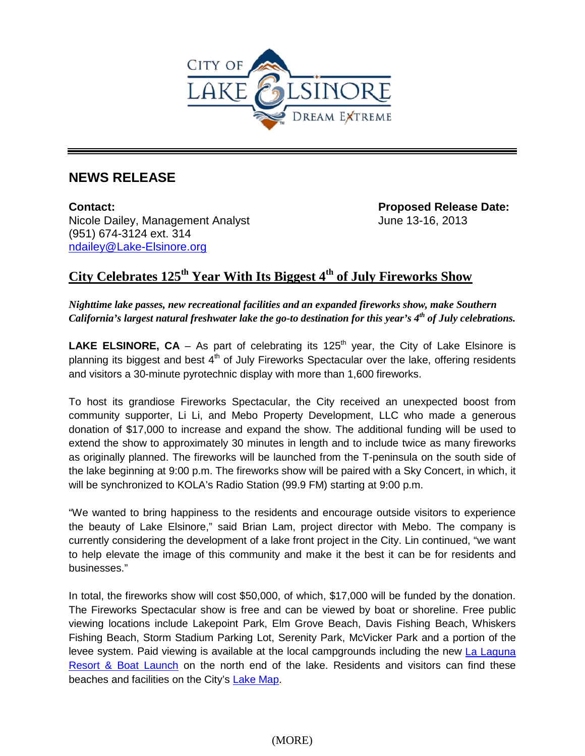CITY OF LAKE ELSINORE
DREAM EXTREME

## NEWS RELEASE

**Contact:**
Nicole Dailey, Management Analyst
(951) 674-3124 ext. 314
ndailey@Lake-Elsinore.org

**Proposed Release Date:**
June 13-16, 2013

# City Celebrates 125th Year With Its Biggest 4th of July Fireworks Show

***Nighttime lake passes, new recreational facilities and an expanded fireworks show, make Southern California's largest natural freshwater lake the go-to destination for this year's 4th of July celebrations.***

**LAKE ELSINORE, CA** – As part of celebrating its 125th year, the City of Lake Elsinore is planning its biggest and best 4th of July Fireworks Spectacular over the lake, offering residents and visitors a 30-minute pyrotechnic display with more than 1,600 fireworks.

To host its grandiose Fireworks Spectacular, the City received an unexpected boost from community supporter, Li Li, and Mebo Property Development, LLC who made a generous donation of $17,000 to increase and expand the show. The additional funding will be used to extend the show to approximately 30 minutes in length and to include twice as many fireworks as originally planned. The fireworks will be launched from the T-peninsula on the south side of the lake beginning at 9:00 p.m. The fireworks show will be paired with a Sky Concert, in which, it will be synchronized to KOLA's Radio Station (99.9 FM) starting at 9:00 p.m.

"We wanted to bring happiness to the residents and encourage outside visitors to experience the beauty of Lake Elsinore," said Brian Lam, project director with Mebo. The company is currently considering the development of a lake front project in the City. Lin continued, "we want to help elevate the image of this community and make it the best it can be for residents and businesses."

In total, the fireworks show will cost $50,000, of which, $17,000 will be funded by the donation. The Fireworks Spectacular show is free and can be viewed by boat or shoreline. Free public viewing locations include Lakepoint Park, Elm Grove Beach, Davis Fishing Beach, Whiskers Fishing Beach, Storm Stadium Parking Lot, Serenity Park, McVicker Park and a portion of the levee system. Paid viewing is available at the local campgrounds including the new La Laguna Resort & Boat Launch on the north end of the lake. Residents and visitors can find these beaches and facilities on the City's Lake Map.

(MORE)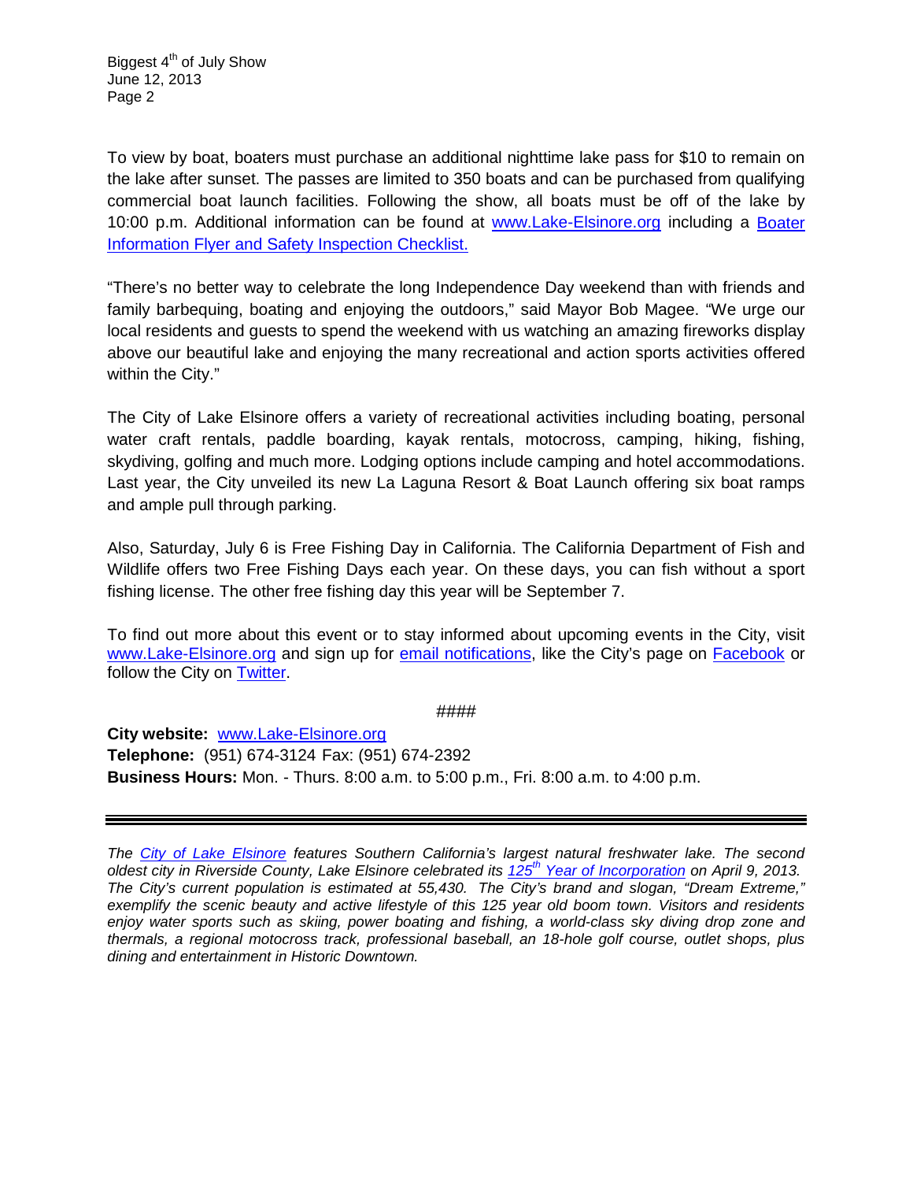To view by boat, boaters must purchase an additional nighttime lake pass for $10 to remain on the lake after sunset. The passes are limited to 350 boats and can be purchased from qualifying commercial boat launch facilities. Following the show, all boats must be off of the lake by 10:00 p.m. Additional information can be found at www.Lake-Elsinore.org including a Boater Information Flyer and Safety Inspection Checklist.

"There's no better way to celebrate the long Independence Day weekend than with friends and family barbequing, boating and enjoying the outdoors," said Mayor Bob Magee. "We urge our local residents and guests to spend the weekend with us watching an amazing fireworks display above our beautiful lake and enjoying the many recreational and action sports activities offered within the City."

The City of Lake Elsinore offers a variety of recreational activities including boating, personal water craft rentals, paddle boarding, kayak rentals, motocross, camping, hiking, fishing, skydiving, golfing and much more. Lodging options include camping and hotel accommodations. Last year, the City unveiled its new La Laguna Resort & Boat Launch offering six boat ramps and ample pull through parking.

Also, Saturday, July 6 is Free Fishing Day in California. The California Department of Fish and Wildlife offers two Free Fishing Days each year. On these days, you can fish without a sport fishing license. The other free fishing day this year will be September 7.

To find out more about this event or to stay informed about upcoming events in the City, visit www.Lake-Elsinore.org and sign up for email notifications, like the City's page on Facebook or follow the City on Twitter.

####

**City website:** www.Lake-Elsinore.org
**Telephone:** (951) 674-3124 Fax: (951) 674-2392
**Business Hours:** Mon. - Thurs. 8:00 a.m. to 5:00 p.m., Fri. 8:00 a.m. to 4:00 p.m.

---

*The City of Lake Elsinore features Southern California's largest natural freshwater lake. The second oldest city in Riverside County, Lake Elsinore celebrated its 125th Year of Incorporation on April 9, 2013. The City's current population is estimated at 55,430. The City's brand and slogan, "Dream Extreme," exemplify the scenic beauty and active lifestyle of this 125 year old boom town. Visitors and residents enjoy water sports such as skiing, power boating and fishing, a world-class sky diving drop zone and thermals, a regional motocross track, professional baseball, an 18-hole golf course, outlet shops, plus dining and entertainment in Historic Downtown.*